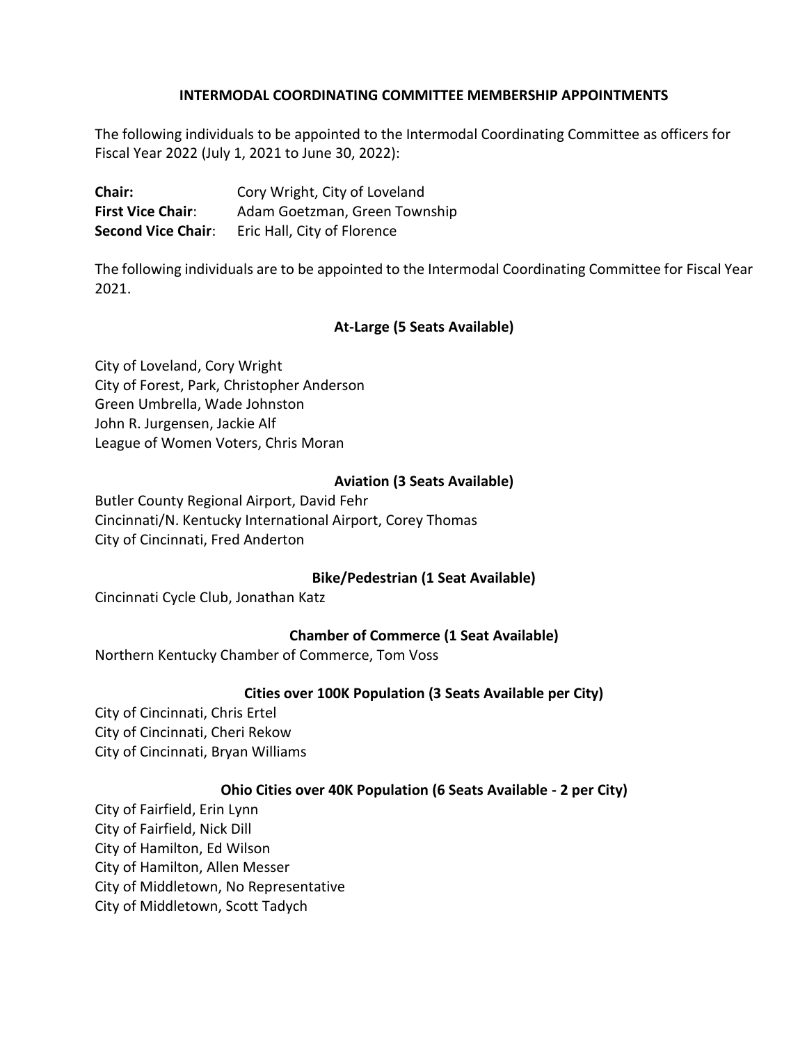# INTERMODAL COORDINATING COMMITTEE MEMBERSHIP APPOINTMENTS

The following individuals to be appointed to the Intermodal Coordinating Committee as officers for Fiscal Year 2022 (July 1, 2021 to June 30, 2022):

**Chair:** Cory Wright, City of Loveland
**First Vice Chair**: Adam Goetzman, Green Township
**Second Vice Chair**: Eric Hall, City of Florence

The following individuals are to be appointed to the Intermodal Coordinating Committee for Fiscal Year 2021.

## At-Large (5 Seats Available)

City of Loveland, Cory Wright
City of Forest, Park, Christopher Anderson
Green Umbrella, Wade Johnston
John R. Jurgensen, Jackie Alf
League of Women Voters, Chris Moran

## Aviation (3 Seats Available)

Butler County Regional Airport, David Fehr
Cincinnati/N. Kentucky International Airport, Corey Thomas
City of Cincinnati, Fred Anderton

## Bike/Pedestrian (1 Seat Available)

Cincinnati Cycle Club, Jonathan Katz

## Chamber of Commerce (1 Seat Available)

Northern Kentucky Chamber of Commerce, Tom Voss

## Cities over 100K Population (3 Seats Available per City)

City of Cincinnati, Chris Ertel
City of Cincinnati, Cheri Rekow
City of Cincinnati, Bryan Williams

## Ohio Cities over 40K Population (6 Seats Available - 2 per City)

City of Fairfield, Erin Lynn
City of Fairfield, Nick Dill
City of Hamilton, Ed Wilson
City of Hamilton, Allen Messer
City of Middletown, No Representative
City of Middletown, Scott Tadych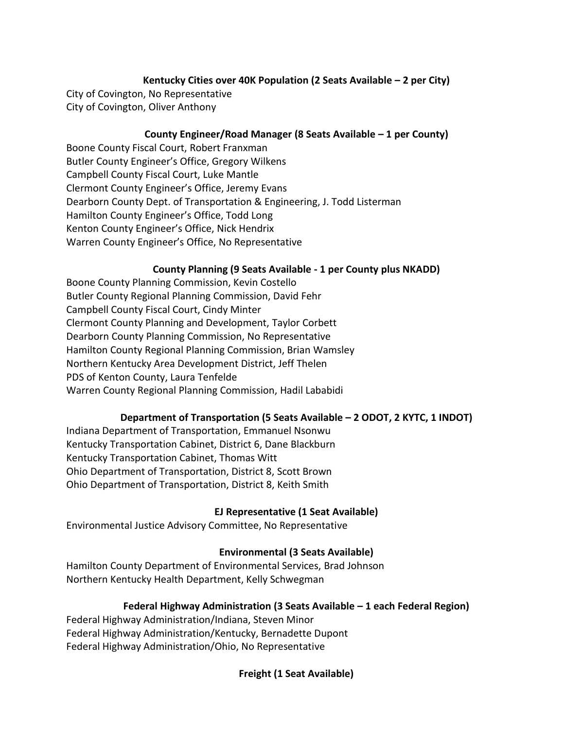**Kentucky Cities over 40K Population (2 Seats Available – 2 per City)**

City of Covington, No Representative
City of Covington, Oliver Anthony

**County Engineer/Road Manager (8 Seats Available – 1 per County)**

Boone County Fiscal Court, Robert Franxman
Butler County Engineer's Office, Gregory Wilkens
Campbell County Fiscal Court, Luke Mantle
Clermont County Engineer's Office, Jeremy Evans
Dearborn County Dept. of Transportation & Engineering, J. Todd Listerman
Hamilton County Engineer's Office, Todd Long
Kenton County Engineer's Office, Nick Hendrix
Warren County Engineer's Office, No Representative

**County Planning (9 Seats Available - 1 per County plus NKADD)**

Boone County Planning Commission, Kevin Costello
Butler County Regional Planning Commission, David Fehr
Campbell County Fiscal Court, Cindy Minter
Clermont County Planning and Development, Taylor Corbett
Dearborn County Planning Commission, No Representative
Hamilton County Regional Planning Commission, Brian Wamsley
Northern Kentucky Area Development District, Jeff Thelen
PDS of Kenton County, Laura Tenfelde
Warren County Regional Planning Commission, Hadil Lababidi

**Department of Transportation (5 Seats Available – 2 ODOT, 2 KYTC, 1 INDOT)**

Indiana Department of Transportation, Emmanuel Nsonwu
Kentucky Transportation Cabinet, District 6, Dane Blackburn
Kentucky Transportation Cabinet, Thomas Witt
Ohio Department of Transportation, District 8, Scott Brown
Ohio Department of Transportation, District 8, Keith Smith

**EJ Representative (1 Seat Available)**

Environmental Justice Advisory Committee, No Representative

**Environmental (3 Seats Available)**

Hamilton County Department of Environmental Services, Brad Johnson
Northern Kentucky Health Department, Kelly Schwegman

**Federal Highway Administration (3 Seats Available – 1 each Federal Region)**

Federal Highway Administration/Indiana, Steven Minor
Federal Highway Administration/Kentucky, Bernadette Dupont
Federal Highway Administration/Ohio, No Representative

**Freight (1 Seat Available)**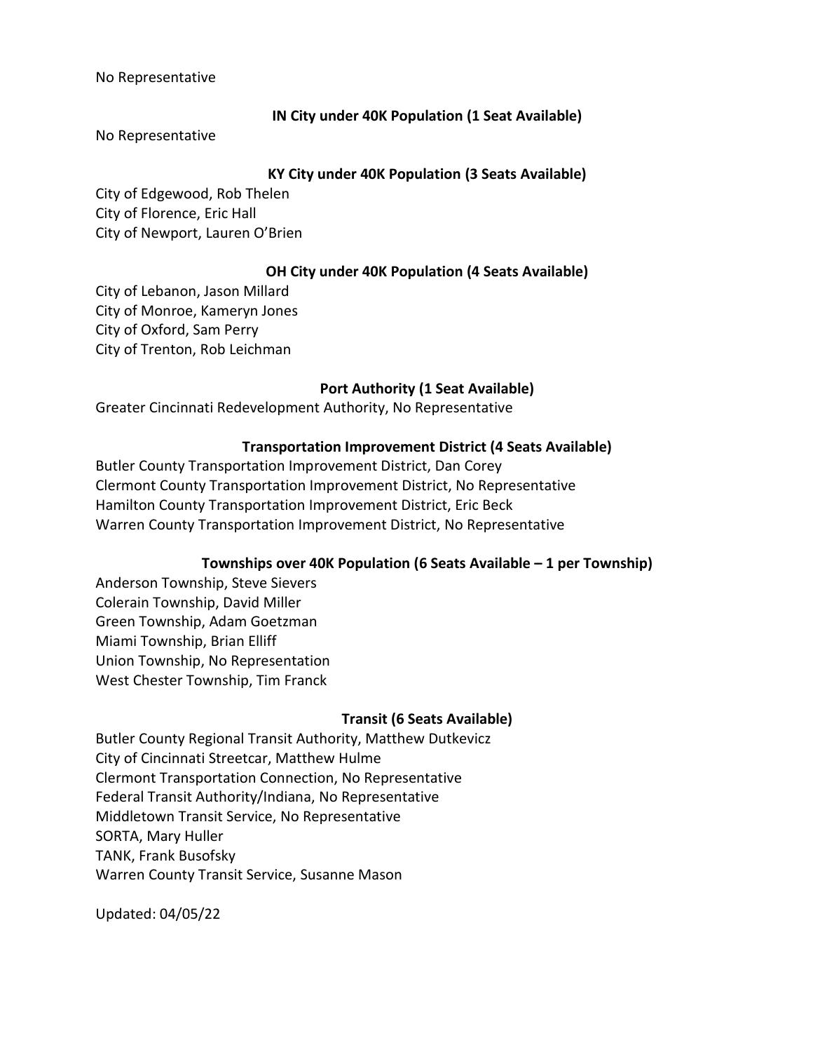No Representative

### IN City under 40K Population (1 Seat Available)

No Representative

### KY City under 40K Population (3 Seats Available)

City of Edgewood, Rob Thelen
City of Florence, Eric Hall
City of Newport, Lauren O'Brien

### OH City under 40K Population (4 Seats Available)

City of Lebanon, Jason Millard
City of Monroe, Kameryn Jones
City of Oxford, Sam Perry
City of Trenton, Rob Leichman

### Port Authority (1 Seat Available)

Greater Cincinnati Redevelopment Authority, No Representative

### Transportation Improvement District (4 Seats Available)

Butler County Transportation Improvement District, Dan Corey
Clermont County Transportation Improvement District, No Representative
Hamilton County Transportation Improvement District, Eric Beck
Warren County Transportation Improvement District, No Representative

### Townships over 40K Population (6 Seats Available – 1 per Township)

Anderson Township, Steve Sievers
Colerain Township, David Miller
Green Township, Adam Goetzman
Miami Township, Brian Elliff
Union Township, No Representation
West Chester Township, Tim Franck

### Transit (6 Seats Available)

Butler County Regional Transit Authority, Matthew Dutkevicz
City of Cincinnati Streetcar, Matthew Hulme
Clermont Transportation Connection, No Representative
Federal Transit Authority/Indiana, No Representative
Middletown Transit Service, No Representative
SORTA, Mary Huller
TANK, Frank Busofsky
Warren County Transit Service, Susanne Mason

Updated: 04/05/22